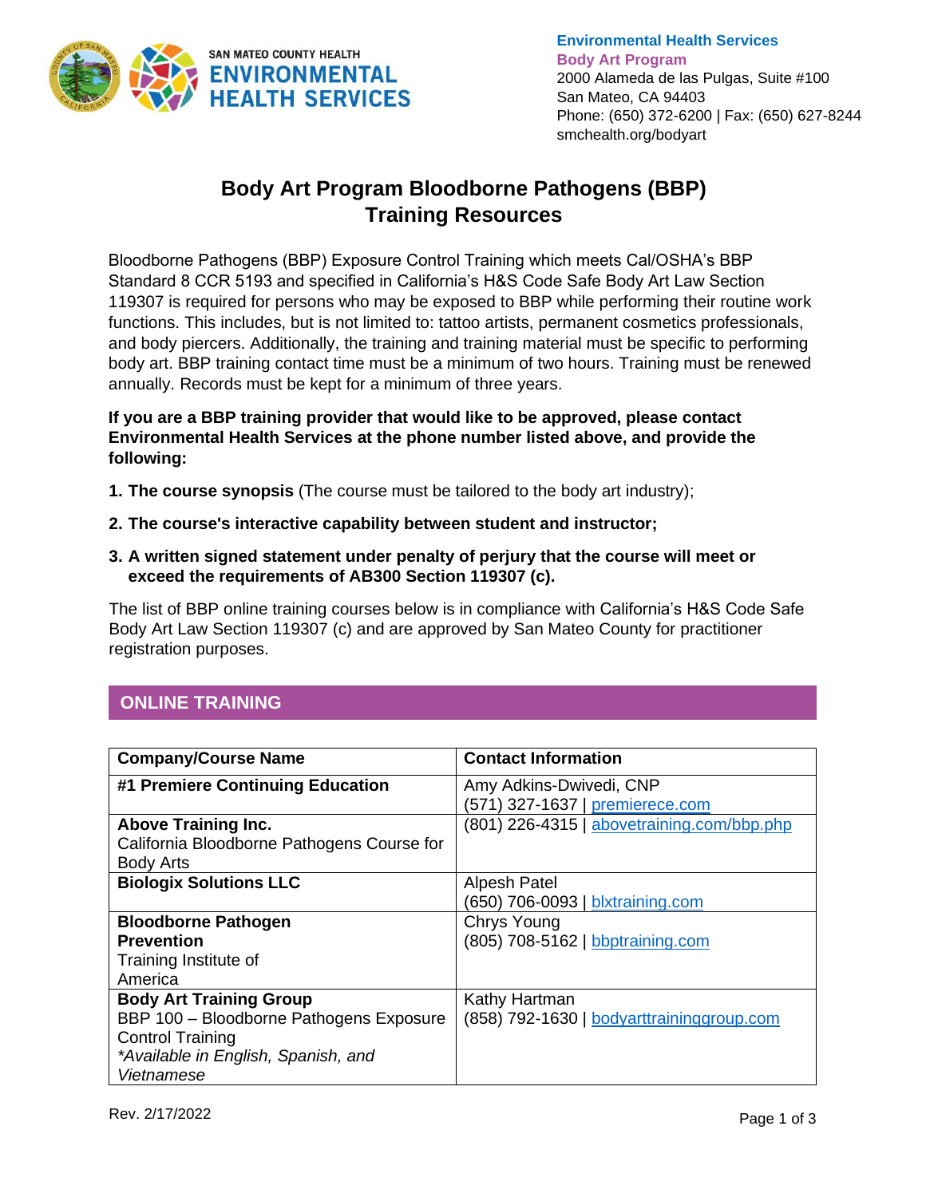SAN MATEO COUNTY HEALTH
**ENVIRONMENTAL HEALTH SERVICES**

**Environmental Health Services**
**Body Art Program**
2000 Alameda de las Pulgas, Suite #100
San Mateo, CA 94403
Phone: (650) 372-6200 | Fax: (650) 627-8244
smchealth.org/bodyart

# Body Art Program Bloodborne Pathogens (BBP) Training Resources

Bloodborne Pathogens (BBP) Exposure Control Training which meets Cal/OSHA's BBP Standard 8 CCR 5193 and specified in California's H&S Code Safe Body Art Law Section 119307 is required for persons who may be exposed to BBP while performing their routine work functions. This includes, but is not limited to: tattoo artists, permanent cosmetics professionals, and body piercers. Additionally, the training and training material must be specific to performing body art. BBP training contact time must be a minimum of two hours. Training must be renewed annually. Records must be kept for a minimum of three years.

**If you are a BBP training provider that would like to be approved, please contact Environmental Health Services at the phone number listed above, and provide the following:**

1. **The course synopsis** (The course must be tailored to the body art industry);
2. **The course's interactive capability between student and instructor;**
3. **A written signed statement under penalty of perjury that the course will meet or exceed the requirements of AB300 Section 119307 (c).**

The list of BBP online training courses below is in compliance with California's H&S Code Safe Body Art Law Section 119307 (c) and are approved by San Mateo County for practitioner registration purposes.

## ONLINE TRAINING

| Company/Course Name | Contact Information |
|---|---|
| **#1 Premiere Continuing Education** | Amy Adkins-Dwivedi, CNP<br>(571) 327-1637 \| premierece.com |
| **Above Training Inc.**<br>California Bloodborne Pathogens Course for Body Arts | (801) 226-4315 \| abovetraining.com/bbp.php |
| **Biologix Solutions LLC** | Alpesh Patel<br>(650) 706-0093 \| blxtraining.com |
| **Bloodborne Pathogen Prevention**<br>Training Institute of America | Chrys Young<br>(805) 708-5162 \| bbptraining.com |
| **Body Art Training Group**<br>BBP 100 – Bloodborne Pathogens Exposure Control Training<br>*\*Available in English, Spanish, and Vietnamese* | Kathy Hartman<br>(858) 792-1630 \| bodyarttraininggroup.com |

Rev. 2/17/2022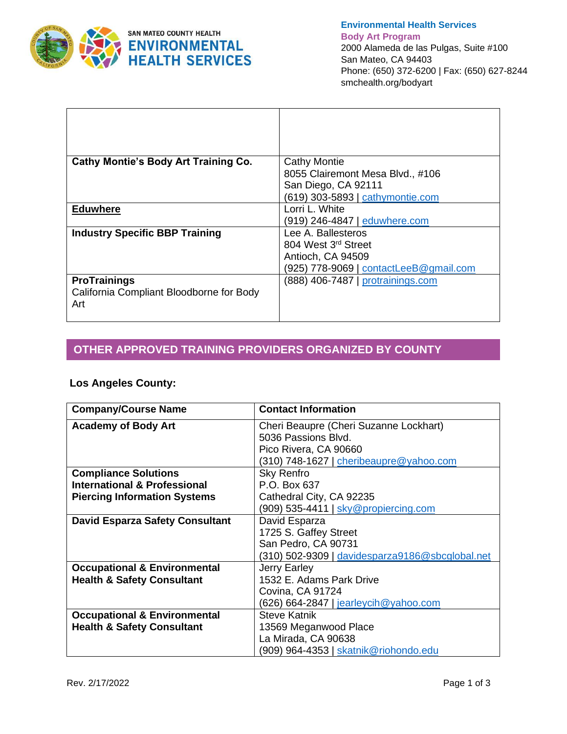| | |
|---|---|
| **Cathy Montie's Body Art Training Co.** | Cathy Montie<br>8055 Clairemont Mesa Blvd., #106<br>San Diego, CA 92111<br>(619) 303-5893 \| cathymontie.com |
| **Eduwhere** | Lorri L. White<br>(919) 246-4847 \| eduwhere.com |
| **Industry Specific BBP Training** | Lee A. Ballesteros<br>804 West 3rd Street<br>Antioch, CA 94509<br>(925) 778-9069 \| contactLeeB@gmail.com |
| **ProTrainings**<br>California Compliant Bloodborne for Body Art | (888) 406-7487 \| protrainings.com |

## OTHER APPROVED TRAINING PROVIDERS ORGANIZED BY COUNTY

### Los Angeles County:

| Company/Course Name | Contact Information |
|---|---|
| **Academy of Body Art** | Cheri Beaupre (Cheri Suzanne Lockhart)<br>5036 Passions Blvd.<br>Pico Rivera, CA 90660<br>(310) 748-1627 \| cheribeaupre@yahoo.com |
| **Compliance Solutions International & Professional Piercing Information Systems** | Sky Renfro<br>P.O. Box 637<br>Cathedral City, CA 92235<br>(909) 535-4411 \| sky@propiercing.com |
| **David Esparza Safety Consultant** | David Esparza<br>1725 S. Gaffey Street<br>San Pedro, CA 90731<br>(310) 502-9309 \| davidesparza9186@sbcglobal.net |
| **Occupational & Environmental Health & Safety Consultant** | Jerry Earley<br>1532 E. Adams Park Drive<br>Covina, CA 91724<br>(626) 664-2847 \| jearleycih@yahoo.com |
| **Occupational & Environmental Health & Safety Consultant** | Steve Katnik<br>13569 Meganwood Place<br>La Mirada, CA 90638<br>(909) 964-4353 \| skatnik@riohondo.edu |

Rev. 2/17/2022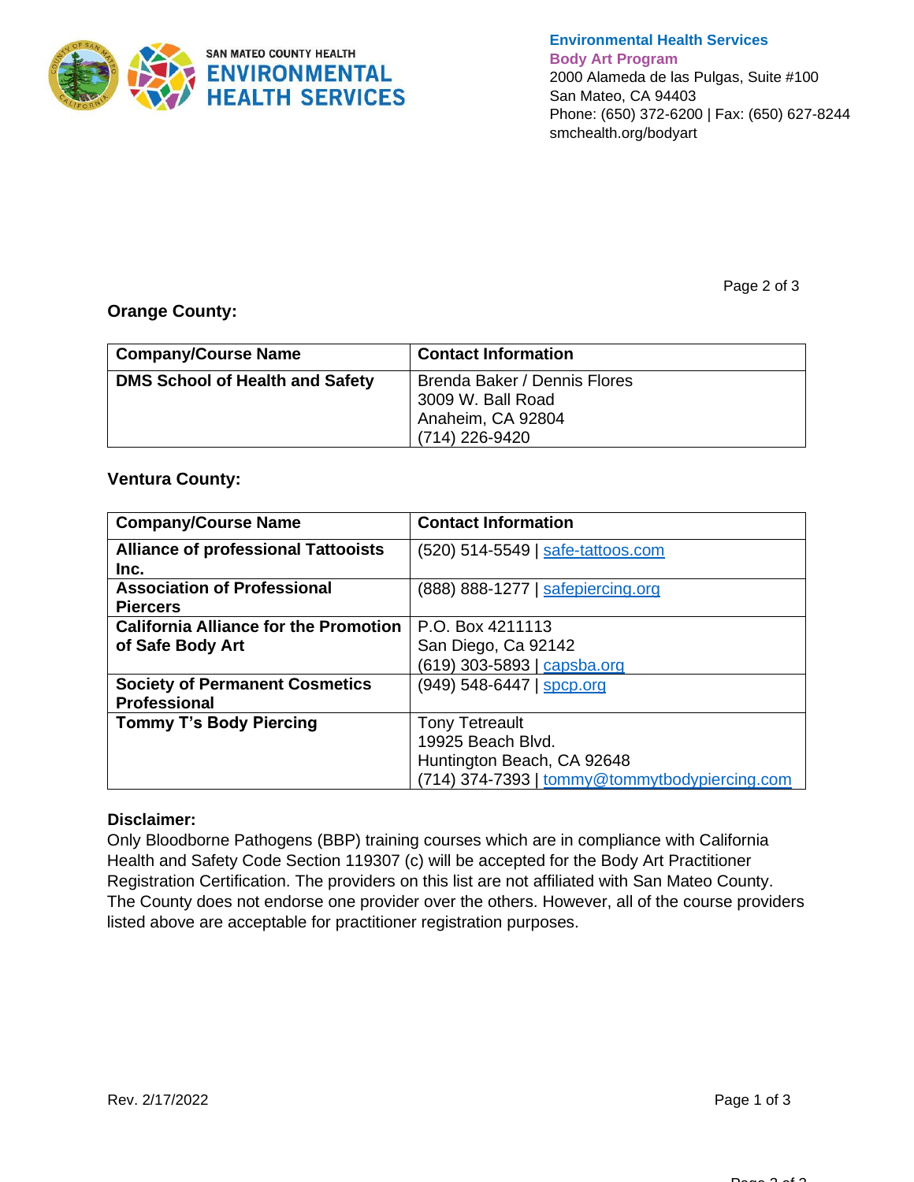### Orange County:

| Company/Course Name | Contact Information |
|---|---|
| **DMS School of Health and Safety** | Brenda Baker / Dennis Flores<br>3009 W. Ball Road<br>Anaheim, CA 92804<br>(714) 226-9420 |

### Ventura County:

| Company/Course Name | Contact Information |
|---|---|
| **Alliance of professional Tattooists Inc.** | (520) 514-5549 \| safe-tattoos.com |
| **Association of Professional Piercers** | (888) 888-1277 \| safepiercing.org |
| **California Alliance for the Promotion of Safe Body Art** | P.O. Box 4211113<br>San Diego, Ca 92142<br>(619) 303-5893 \| capsba.org |
| **Society of Permanent Cosmetics Professional** | (949) 548-6447 \| spcp.org |
| **Tommy T's Body Piercing** | Tony Tetreault<br>19925 Beach Blvd.<br>Huntington Beach, CA 92648<br>(714) 374-7393 \| tommy@tommytbodypiercing.com |

**Disclaimer:**
Only Bloodborne Pathogens (BBP) training courses which are in compliance with California Health and Safety Code Section 119307 (c) will be accepted for the Body Art Practitioner Registration Certification. The providers on this list are not affiliated with San Mateo County. The County does not endorse one provider over the others. However, all of the course providers listed above are acceptable for practitioner registration purposes.

Rev. 2/17/2022